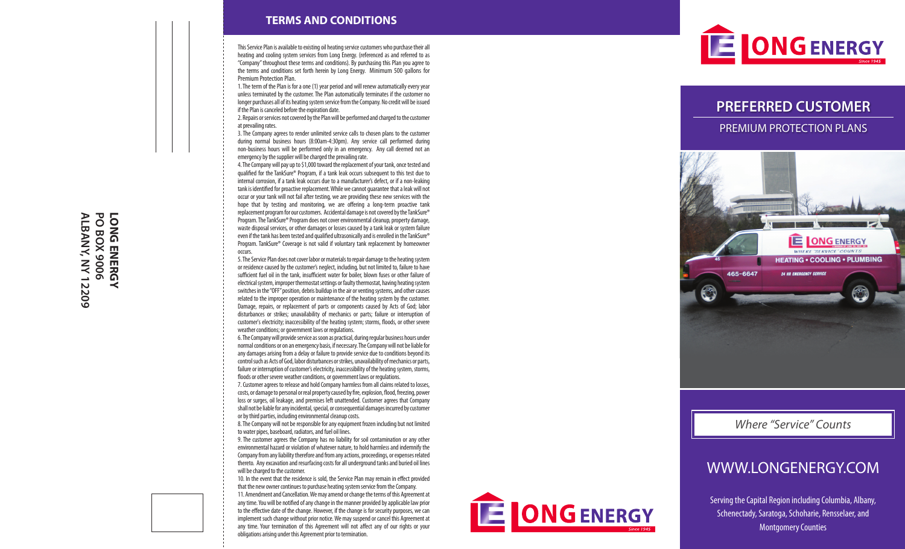LONG ENERGY
PO BOX 9006
ALBANY, NY 12209

## TERMS AND CONDITIONS

This Service Plan is available to existing oil heating service customers who purchase their all heating and cooling system services from Long Energy. (referenced as and referred to as "Company" throughout these terms and conditions). By purchasing this Plan you agree to the terms and conditions set forth herein by Long Energy. Minimum 500 gallons for Premium Protection Plan.

1. The term of the Plan is for a one (1) year period and will renew automatically every year unless terminated by the customer. The Plan automatically terminates if the customer no longer purchases all of its heating system service from the Company. No credit will be issued if the Plan is canceled before the expiration date.

2. Repairs or services not covered by the Plan will be performed and charged to the customer at prevailing rates.

3. The Company agrees to render unlimited service calls to chosen plans to the customer during normal business hours (8:00am-4:30pm). Any service call performed during non-business hours will be performed only in an emergency. Any call deemed not an emergency by the supplier will be charged the prevailing rate.

4. The Company will pay up to $1,000 toward the replacement of your tank, once tested and qualified for the TankSure® Program, if a tank leak occurs subsequent to this test due to internal corrosion, if a tank leak occurs due to a manufacturer's defect, or if a non-leaking tank is identified for proactive replacement. While we cannot guarantee that a leak will not occur or your tank will not fail after testing, we are providing these new services with the hope that by testing and monitoring, we are offering a long-term proactive tank replacement program for our customers. Accidental damage is not covered by the TankSure® Program. The TankSure® Program does not cover environmental cleanup, property damage, waste disposal services, or other damages or losses caused by a tank leak or system failure even if the tank has been tested and qualified ultrasonically and is enrolled in the TankSure® Program. TankSure® Coverage is not valid if voluntary tank replacement by homeowner occurs.

5. The Service Plan does not cover labor or materials to repair damage to the heating system or residence caused by the customer's neglect, including, but not limited to, failure to have sufficient fuel oil in the tank, insufficient water for boiler, blown fuses or other failure of electrical system, improper thermostat settings or faulty thermostat, having heating system switches in the "OFF" position, debris buildup in the air or venting systems, and other causes related to the improper operation or maintenance of the heating system by the customer. Damage, repairs, or replacement of parts or components caused by Acts of God; labor disturbances or strikes; unavailability of mechanics or parts; failure or interruption of customer's electricity; inaccessibility of the heating system; storms, floods, or other severe weather conditions; or government laws or regulations.

6. The Company will provide service as soon as practical, during regular business hours under normal conditions or on an emergency basis, if necessary. The Company will not be liable for any damages arising from a delay or failure to provide service due to conditions beyond its control such as Acts of God, labor disturbances or strikes, unavailability of mechanics or parts, failure or interruption of customer's electricity, inaccessibility of the heating system, storms, floods or other severe weather conditions, or government laws or regulations.

7. Customer agrees to release and hold Company harmless from all claims related to losses, costs, or damage to personal or real property caused by fire, explosion, flood, freezing, power loss or surges, oil leakage, and premises left unattended. Customer agrees that Company shall not be liable for any incidental, special, or consequential damages incurred by customer or by third parties, including environmental cleanup costs.

8. The Company will not be responsible for any equipment frozen including but not limited to water pipes, baseboard, radiators, and fuel oil lines.

9. The customer agrees the Company has no liability for soil contamination or any other environmental hazard or violation of whatever nature, to hold harmless and indemnify the Company from any liability therefore and from any actions, proceedings, or expenses related thereto. Any excavation and resurfacing costs for all underground tanks and buried oil lines will be charged to the customer.

10. In the event that the residence is sold, the Service Plan may remain in effect provided that the new owner continues to purchase heating system service from the Company.

11. Amendment and Cancellation. We may amend or change the terms of this Agreement at any time. You will be notified of any change in the manner provided by applicable law prior to the effective date of the change. However, if the change is for security purposes, we can implement such change without prior notice. We may suspend or cancel this Agreement at any time. Your termination of this Agreement will not affect any of our rights or your obligations arising under this Agreement prior to termination.

LONG ENERGY
Since 1945

# LONG ENERGY
Since 1945

## PREFERRED CUSTOMER

### PREMIUM PROTECTION PLANS

*Where "Service" Counts*

## WWW.LONGENERGY.COM

Serving the Capital Region including Columbia, Albany, Schenectady, Saratoga, Schoharie, Rensselaer, and Montgomery Counties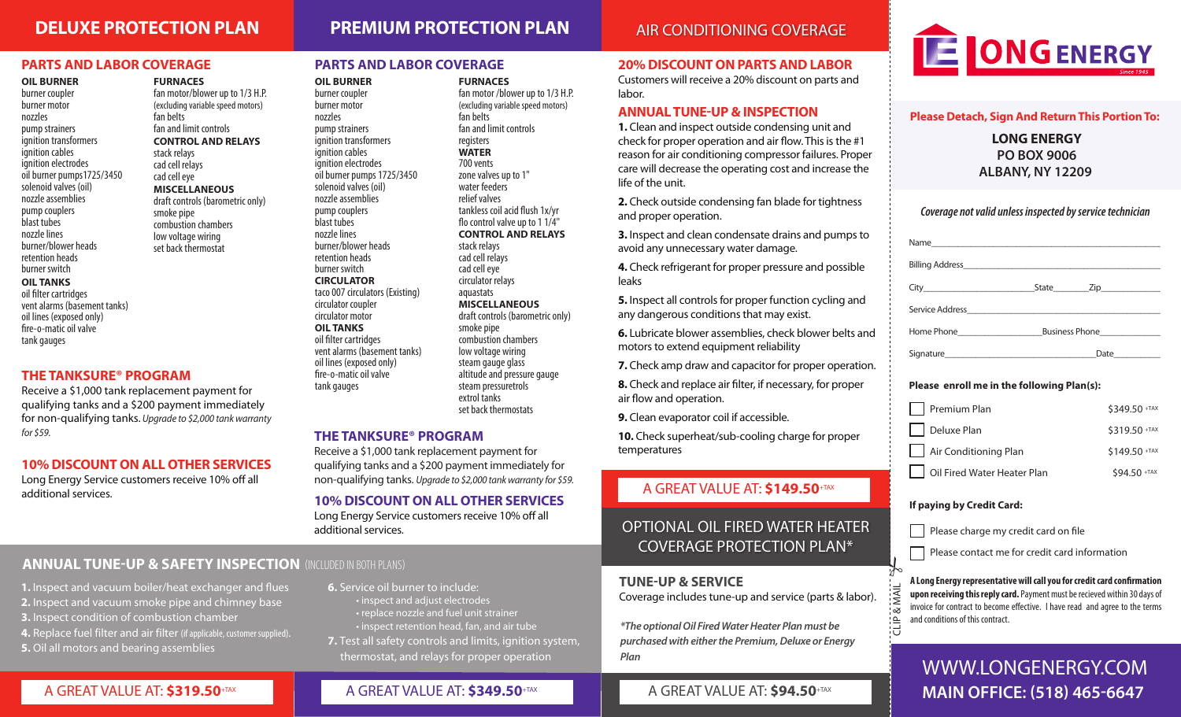# DELUXE PROTECTION PLAN

## PARTS AND LABOR COVERAGE

**OIL BURNER**
burner coupler
burner motor
nozzles
pump strainers
ignition transformers
ignition cables
ignition electrodes
oil burner pumps1725/3450
solenoid valves (oil)
nozzle assemblies
pump couplers
blast tubes
nozzle lines
burner/blower heads
retention heads
burner switch

**OIL TANKS**
oil filter cartridges
vent alarms (basement tanks)
oil lines (exposed only)
fire-o-matic oil valve
tank gauges

**FURNACES**
fan motor/blower up to 1/3 H.P. (excluding variable speed motors)
fan belts
fan and limit controls

**CONTROL AND RELAYS**
stack relays
cad cell relays
cad cell eye

**MISCELLANEOUS**
draft controls (barometric only)
smoke pipe
combustion chambers
low voltage wiring
set back thermostat

## THE TANKSURE® PROGRAM

Receive a $1,000 tank replacement payment for qualifying tanks and a $200 payment immediately for non-qualifying tanks. *Upgrade to $2,000 tank warranty for $59.*

## 10% DISCOUNT ON ALL OTHER SERVICES

Long Energy Service customers receive 10% off all additional services.

# PREMIUM PROTECTION PLAN

## PARTS AND LABOR COVERAGE

**OIL BURNER**
burner coupler
burner motor
nozzles
pump strainers
ignition transformers
ignition cables
ignition electrodes
oil burner pumps 1725/3450
solenoid valves (oil)
nozzle assemblies
pump couplers
blast tubes
nozzle lines
burner/blower heads
retention heads
burner switch

**CIRCULATOR**
taco 007 circulators (Existing)
circulator coupler
circulator motor

**OIL TANKS**
oil filter cartridges
vent alarms (basement tanks)
oil lines (exposed only)
fire-o-matic oil valve
tank gauges

**FURNACES**
fan motor /blower up to 1/3 H.P. (excluding variable speed motors)
fan belts
fan and limit controls
registers

**WATER**
700 vents
zone valves up to 1"
water feeders
relief valves
tankless coil acid flush 1x/yr
flo control valve up to 1 1/4"

**CONTROL AND RELAYS**
stack relays
cad cell relays
cad cell eye
circulator relays
aquastats

**MISCELLANEOUS**
draft controls (barometric only)
smoke pipe
combustion chambers
low voltage wiring
steam gauge glass
altitude and pressure gauge
steam pressuretrols
extrol tanks
set back thermostats

## THE TANKSURE® PROGRAM

Receive a $1,000 tank replacement payment for qualifying tanks and a $200 payment immediately for non-qualifying tanks. *Upgrade to $2,000 tank warranty for $59.*

## 10% DISCOUNT ON ALL OTHER SERVICES

Long Energy Service customers receive 10% off all additional services.

## ANNUAL TUNE-UP & SAFETY INSPECTION (INCLUDED IN BOTH PLANS)

1. Inspect and vacuum boiler/heat exchanger and flues
2. Inspect and vacuum smoke pipe and chimney base
3. Inspect condition of combustion chamber
4. Replace fuel filter and air filter (if applicable, customer supplied).
5. Oil all motors and bearing assemblies
6. Service oil burner to include:
   - inspect and adjust electrodes
   - replace nozzle and fuel unit strainer
   - inspect retention head, fan, and air tube
7. Test all safety controls and limits, ignition system, thermostat, and relays for proper operation

A GREAT VALUE AT: **$319.50**+TAX

A GREAT VALUE AT: **$349.50**+TAX

# AIR CONDITIONING COVERAGE

## 20% DISCOUNT ON PARTS AND LABOR

Customers will receive a 20% discount on parts and labor.

## ANNUAL TUNE-UP & INSPECTION

1. Clean and inspect outside condensing unit and check for proper operation and air flow. This is the #1 reason for air conditioning compressor failures. Proper care will decrease the operating cost and increase the life of the unit.
2. Check outside condensing fan blade for tightness and proper operation.
3. Inspect and clean condensate drains and pumps to avoid any unnecessary water damage.
4. Check refrigerant for proper pressure and possible leaks
5. Inspect all controls for proper function cycling and any dangerous conditions that may exist.
6. Lubricate blower assemblies, check blower belts and motors to extend equipment reliability
7. Check amp draw and capacitor for proper operation.
8. Check and replace air filter, if necessary, for proper air flow and operation.
9. Clean evaporator coil if accessible.
10. Check superheat/sub-cooling charge for proper temperatures

A GREAT VALUE AT: **$149.50**+TAX

# OPTIONAL OIL FIRED WATER HEATER COVERAGE PROTECTION PLAN*

## TUNE-UP & SERVICE

Coverage includes tune-up and service (parts & labor).

*\*The optional Oil Fired Water Heater Plan must be purchased with either the Premium, Deluxe or Energy Plan*

A GREAT VALUE AT: **$94.50**+TAX

CLIP & MAIL

# LONG ENERGY

Since 1945

**Please Detach, Sign And Return This Portion To:**

**LONG ENERGY**
**PO BOX 9006**
**ALBANY, NY 12209**

*Coverage not valid unless inspected by service technician*

Name\_\_\_\_\_\_\_\_\_\_\_\_\_\_\_\_\_\_\_\_\_\_\_\_\_\_\_\_\_\_

Billing Address\_\_\_\_\_\_\_\_\_\_\_\_\_\_\_\_\_\_\_\_\_\_\_\_

City\_\_\_\_\_\_\_\_\_\_\_\_ State\_\_\_\_\_\_ Zip\_\_\_\_\_\_\_\_

Service Address\_\_\_\_\_\_\_\_\_\_\_\_\_\_\_\_\_\_\_\_\_\_\_\_

Home Phone\_\_\_\_\_\_\_\_\_\_ Business Phone\_\_\_\_\_\_\_\_

Signature\_\_\_\_\_\_\_\_\_\_\_\_\_\_\_\_\_\_\_\_ Date\_\_\_\_\_\_\_\_

**Please enroll me in the following Plan(s):**

- ☐ Premium Plan $349.50 +TAX
- ☐ Deluxe Plan $319.50 +TAX
- ☐ Air Conditioning Plan $149.50 +TAX
- ☐ Oil Fired Water Heater Plan $94.50 +TAX

**If paying by Credit Card:**

- ☐ Please charge my credit card on file
- ☐ Please contact me for credit card information

**A Long Energy representative will call you for credit card confirmation upon receiving this reply card.** Payment must be recieved within 30 days of invoice for contract to become effective. I have read and agree to the terms and conditions of this contract.

WWW.LONGENERGY.COM
**MAIN OFFICE: (518) 465-6647**